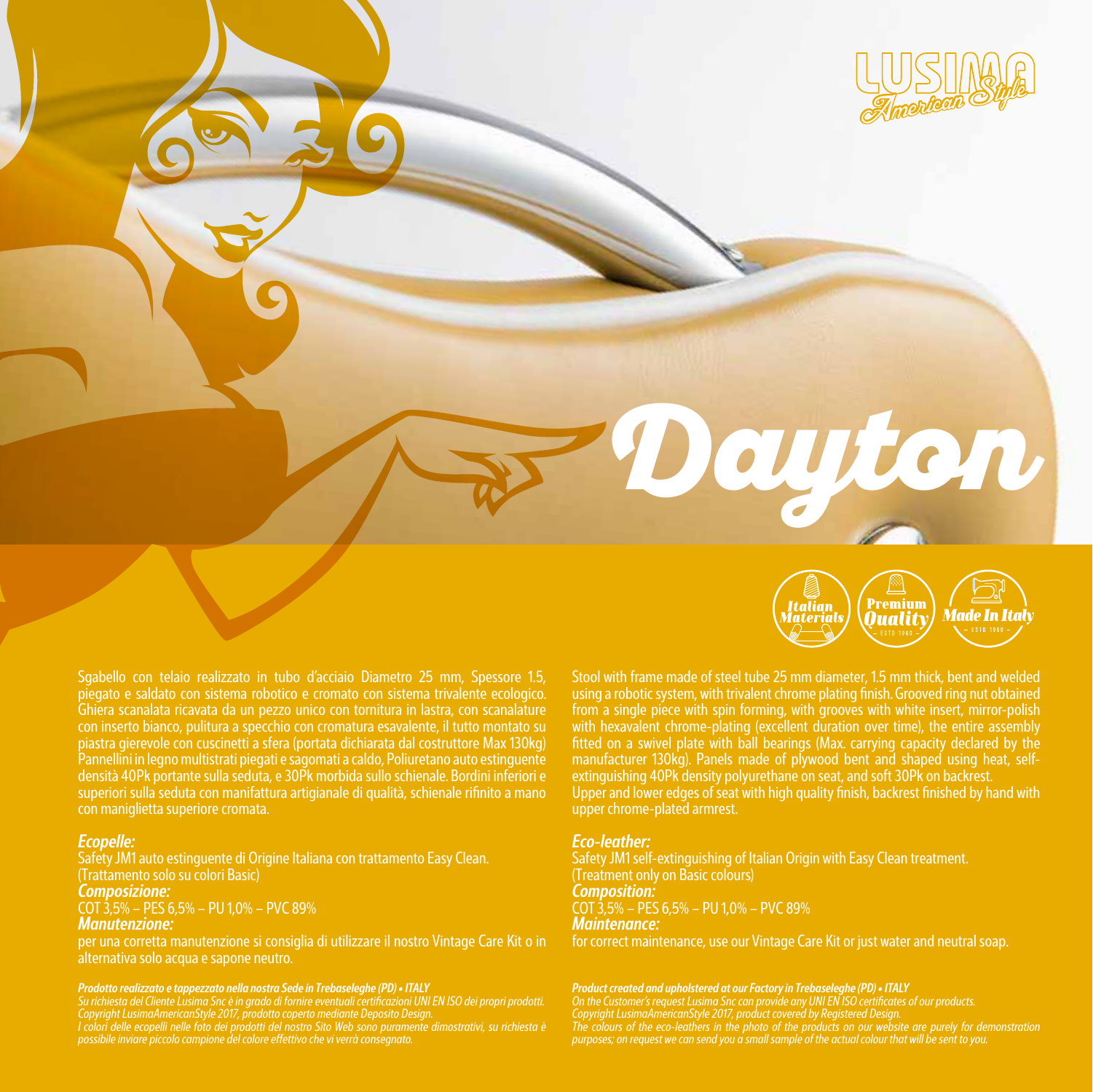LUSIMA
American Style

# Dayton

Italian Materials · Premium Quality · Made In Italy

Sgabello con telaio realizzato in tubo d'acciaio Diametro 25 mm, Spessore 1.5, piegato e saldato con sistema robotico e cromato con sistema trivalente ecologico. Ghiera scanalata ricavata da un pezzo unico con tornitura in lastra, con scanalature con inserto bianco, pulitura a specchio con cromatura esavalente, il tutto montato su piastra gierevole con cuscinetti a sfera (portata dichiarata dal costruttore Max 130kg) Pannellini in legno multistrati piegati e sagomati a caldo, Poliuretano auto estinguente densità 40Pk portante sulla seduta, e 30Pk morbida sullo schienale. Bordini inferiori e superiori sulla seduta con manifattura artigianale di qualità, schienale rifinito a mano con maniglietta superiore cromata.

***Ecopelle:***
Safety JM1 auto estinguente di Origine Italiana con trattamento Easy Clean.
(Trattamento solo su colori Basic)
***Composizione:***
COT 3,5% – PES 6,5% – PU 1,0% – PVC 89%
***Manutenzione:***
per una corretta manutenzione si consiglia di utilizzare il nostro Vintage Care Kit o in alternativa solo acqua e sapone neutro.

***Prodotto realizzato e tappezzato nella nostra Sede in Trebaseleghe (PD) • ITALY***
*Su richiesta del Cliente Lusima Snc è in grado di fornire eventuali certificazioni UNI EN ISO dei propri prodotti.*
*Copyright LusimaAmericanStyle 2017, prodotto coperto mediante Deposito Design.*
*I colori delle ecopelli nelle foto dei prodotti del nostro Sito Web sono puramente dimostrativi, su richiesta è possibile inviare piccolo campione del colore effettivo che vi verrà consegnato.*

Stool with frame made of steel tube 25 mm diameter, 1.5 mm thick, bent and welded using a robotic system, with trivalent chrome plating finish. Grooved ring nut obtained from a single piece with spin forming, with grooves with white insert, mirror-polish with hexavalent chrome-plating (excellent duration over time), the entire assembly fitted on a swivel plate with ball bearings (Max. carrying capacity declared by the manufacturer 130kg). Panels made of plywood bent and shaped using heat, self-extinguishing 40Pk density polyurethane on seat, and soft 30Pk on backrest.
Upper and lower edges of seat with high quality finish, backrest finished by hand with upper chrome-plated armrest.

***Eco-leather:***
Safety JM1 self-extinguishing of Italian Origin with Easy Clean treatment.
(Treatment only on Basic colours)
***Composition:***
COT 3,5% – PES 6,5% – PU 1,0% – PVC 89%
***Maintenance:***
for correct maintenance, use our Vintage Care Kit or just water and neutral soap.

***Product created and upholstered at our Factory in Trebaseleghe (PD) • ITALY***
*On the Customer's request Lusima Snc can provide any UNI EN ISO certificates of our products.*
*Copyright LusimaAmericanStyle 2017, product covered by Registered Design.*
*The colours of the eco-leathers in the photo of the products on our website are purely for demonstration purposes; on request we can send you a small sample of the actual colour that will be sent to you.*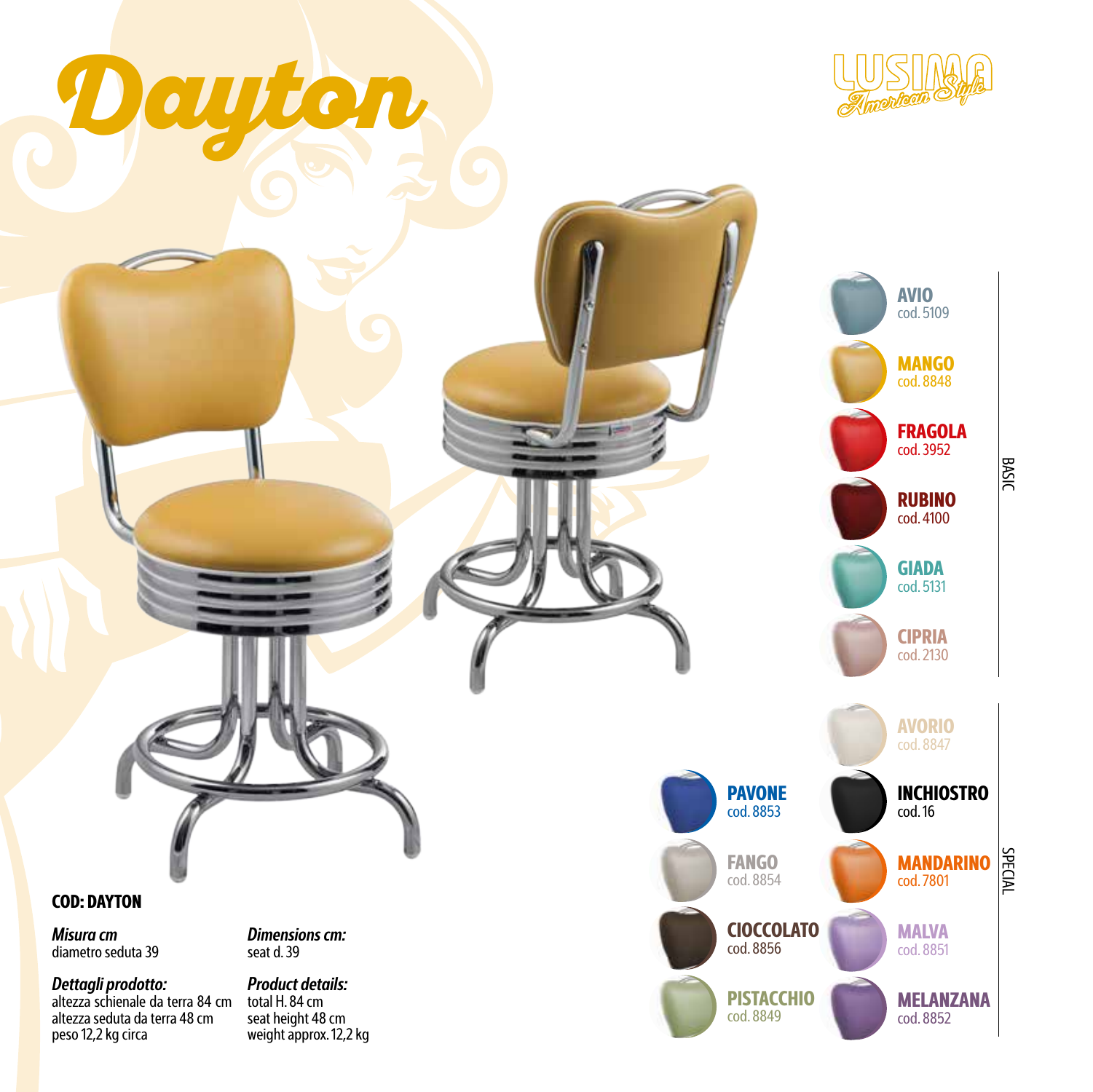# Dayton

LUSIMA American Style

**AVIO**
cod. 5109

**MANGO**
cod. 8848

**FRAGOLA**
cod. 3952

**RUBINO**
cod. 4100

**GIADA**
cod. 5131

**CIPRIA**
cod. 2130

BASIC

**AVORIO**
cod. 8847

**PAVONE**
cod. 8853

**INCHIOSTRO**
cod. 16

**FANGO**
cod. 8854

**MANDARINO**
cod. 7801

**CIOCCOLATO**
cod. 8856

**MALVA**
cod. 8851

**PISTACCHIO**
cod. 8849

**MELANZANA**
cod. 8852

SPECIAL

**COD: DAYTON**

***Misura cm***
diametro seduta 39

***Dettagli prodotto:***
altezza schienale da terra 84 cm
altezza seduta da terra 48 cm
peso 12,2 kg circa

***Dimensions cm:***
seat d. 39

***Product details:***
total H. 84 cm
seat height 48 cm
weight approx. 12,2 kg